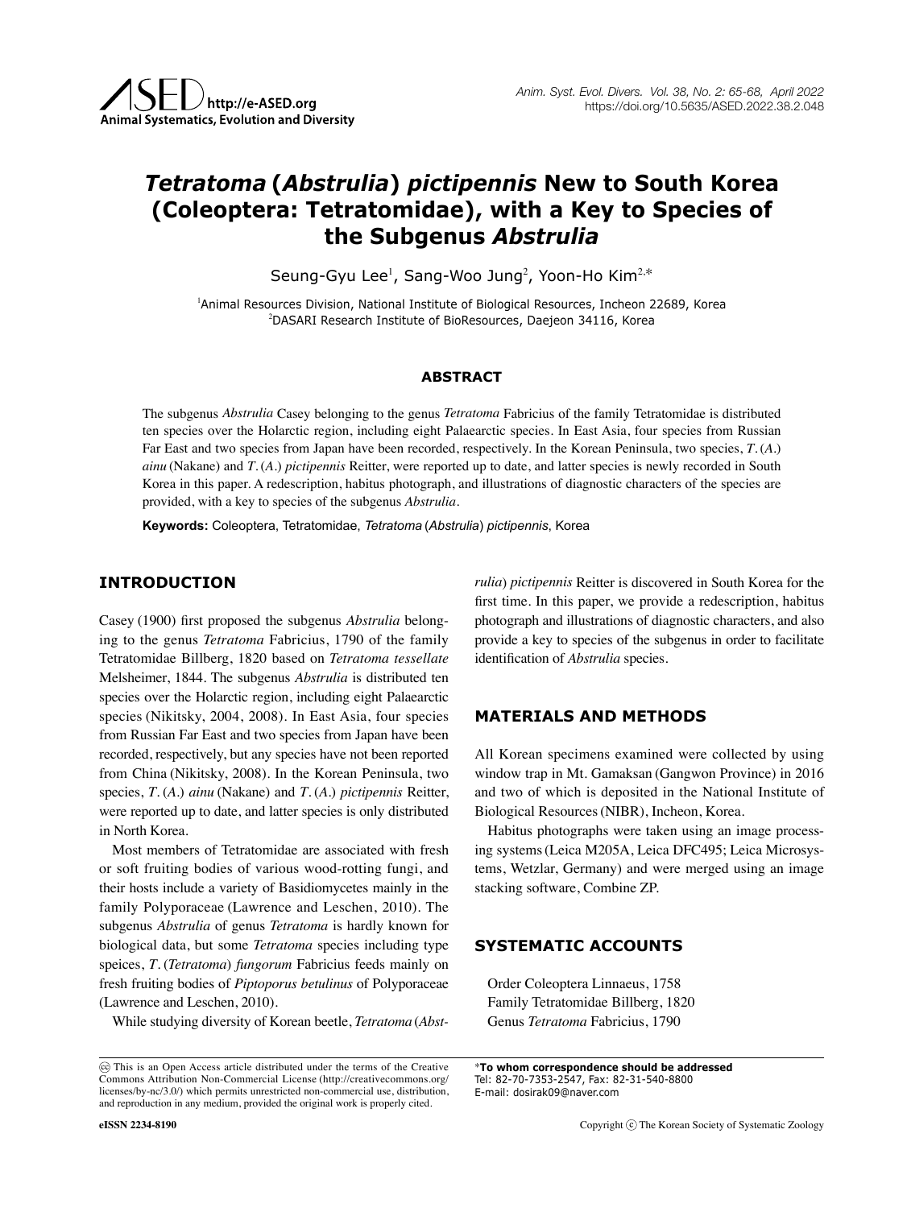# *Tetratoma* (*Abstrulia*) *pictipennis* New to South Korea (Coleoptera: Tetratomidae), with a Key to Species of the Subgenus *Abstrulia*

Seung-Gyu Lee[1], Sang-Woo Jung[2], Yoon-Ho Kim[2,*]

[1]Animal Resources Division, National Institute of Biological Resources, Incheon 22689, Korea
[2]DASARI Research Institute of BioResources, Daejeon 34116, Korea

## ABSTRACT

The subgenus *Abstrulia* Casey belonging to the genus *Tetratoma* Fabricius of the family Tetratomidae is distributed ten species over the Holarctic region, including eight Palaearctic species. In East Asia, four species from Russian Far East and two species from Japan have been recorded, respectively. In the Korean Peninsula, two species, *T.* (*A.*) *ainu* (Nakane) and *T.* (*A.*) *pictipennis* Reitter, were reported up to date, and latter species is newly recorded in South Korea in this paper. A redescription, habitus photograph, and illustrations of diagnostic characters of the species are provided, with a key to species of the subgenus *Abstrulia*.

**Keywords:** Coleoptera, Tetratomidae, *Tetratoma* (*Abstrulia*) *pictipennis*, Korea

## INTRODUCTION

Casey (1900) first proposed the subgenus *Abstrulia* belonging to the genus *Tetratoma* Fabricius, 1790 of the family Tetratomidae Billberg, 1820 based on *Tetratoma tessellate* Melsheimer, 1844. The subgenus *Abstrulia* is distributed ten species over the Holarctic region, including eight Palaearctic species (Nikitsky, 2004, 2008). In East Asia, four species from Russian Far East and two species from Japan have been recorded, respectively, but any species have not been reported from China (Nikitsky, 2008). In the Korean Peninsula, two species, *T.* (*A.*) *ainu* (Nakane) and *T.* (*A.*) *pictipennis* Reitter, were reported up to date, and latter species is only distributed in North Korea.

Most members of Tetratomidae are associated with fresh or soft fruiting bodies of various wood-rotting fungi, and their hosts include a variety of Basidiomycetes mainly in the family Polyporaceae (Lawrence and Leschen, 2010). The subgenus *Abstrulia* of genus *Tetratoma* is hardly known for biological data, but some *Tetratoma* species including type speices, *T.* (*Tetratoma*) *fungorum* Fabricius feeds mainly on fresh fruiting bodies of *Piptoporus betulinus* of Polyporaceae (Lawrence and Leschen, 2010).

While studying diversity of Korean beetle, *Tetratoma* (*Abstrulia*) *pictipennis* Reitter is discovered in South Korea for the first time. In this paper, we provide a redescription, habitus photograph and illustrations of diagnostic characters, and also provide a key to species of the subgenus in order to facilitate identification of *Abstrulia* species.

## MATERIALS AND METHODS

All Korean specimens examined were collected by using window trap in Mt. Gamaksan (Gangwon Province) in 2016 and two of which is deposited in the National Institute of Biological Resources (NIBR), Incheon, Korea.

Habitus photographs were taken using an image processing systems (Leica M205A, Leica DFC495; Leica Microsystems, Wetzlar, Germany) and were merged using an image stacking software, Combine ZP.

## SYSTEMATIC ACCOUNTS

Order Coleoptera Linnaeus, 1758
Family Tetratomidae Billberg, 1820
Genus *Tetratoma* Fabricius, 1790

---

This is an Open Access article distributed under the terms of the Creative Commons Attribution Non-Commercial License (http://creativecommons.org/licenses/by-nc/3.0/) which permits unrestricted non-commercial use, distribution, and reproduction in any medium, provided the original work is properly cited.

*To whom correspondence should be addressed
Tel: 82-70-7353-2547, Fax: 82-31-540-8800
E-mail: dosirak09@naver.com

eISSN 2234-8190

Copyright ⓒ The Korean Society of Systematic Zoology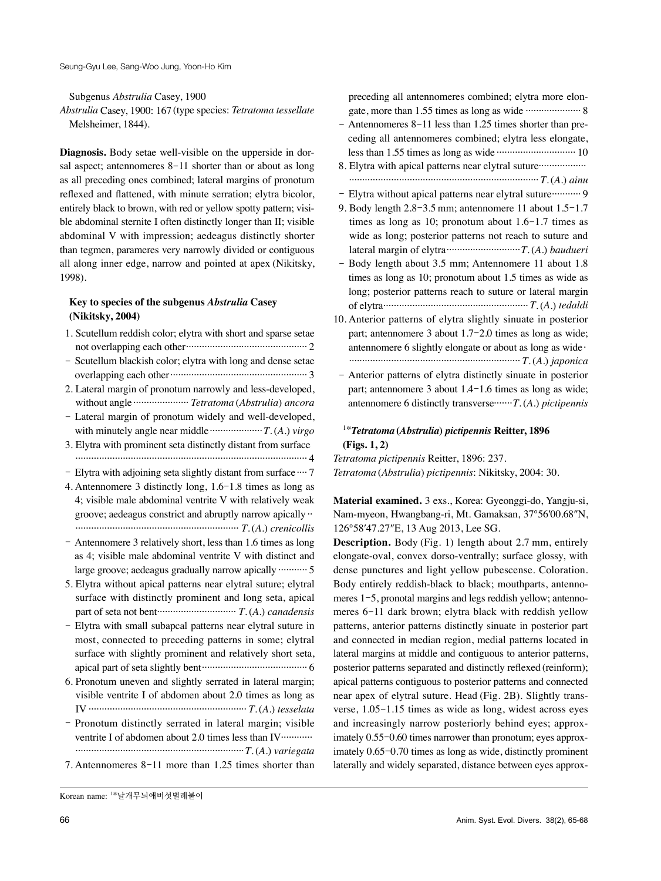Subgenus *Abstrulia* Casey, 1900

*Abstrulia* Casey, 1900: 167 (type species: *Tetratoma tessellate* Melsheimer, 1844).

**Diagnosis.** Body setae well-visible on the upperside in dorsal aspect; antennomeres 8–11 shorter than or about as long as all preceding ones combined; lateral margins of pronotum reflexed and flattened, with minute serration; elytra bicolor, entirely black to brown, with red or yellow spotty pattern; visible abdominal sternite I often distinctly longer than II; visible abdominal V with impression; aedeagus distinctly shorter than tegmen, parameres very narrowly divided or contiguous all along inner edge, narrow and pointed at apex (Nikitsky, 1998).

### Key to species of the subgenus *Abstrulia* Casey (Nikitsky, 2004)

1. Scutellum reddish color; elytra with short and sparse setae not overlapping each other ············································ 2
- Scutellum blackish color; elytra with long and dense setae overlapping each other ·················································· 3
2. Lateral margin of pronotum narrowly and less-developed, without angle ···················· *Tetratoma* (*Abstrulia*) *ancora*
- Lateral margin of pronotum widely and well-developed, with minutely angle near middle ··················· *T.* (*A.*) *virgo*
3. Elytra with prominent seta distinctly distant from surface ······················································································· 4
- Elytra with adjoining seta slightly distant from surface ···· 7
4. Antennomere 3 distinctly long, 1.6–1.8 times as long as 4; visible male abdominal ventrite V with relatively weak groove; aedeagus constrict and abruptly narrow apically ·· ············································································ *T.* (*A.*) *crenicollis*
- Antennomere 3 relatively short, less than 1.6 times as long as 4; visible male abdominal ventrite V with distinct and large groove; aedeagus gradually narrow apically ·········· 5
5. Elytra without apical patterns near elytral suture; elytral surface with distinctly prominent and long seta, apical part of seta not bent····························· *T.* (*A.*) *canadensis*
- Elytra with small subapcal patterns near elytral suture in most, connected to preceding patterns in some; elytral surface with slightly prominent and relatively short seta, apical part of seta slightly bent······································· 6
6. Pronotum uneven and slightly serrated in lateral margin; visible ventrite I of abdomen about 2.0 times as long as IV ·························································· *T.* (*A.*) *tesselata*
- Pronotum distinctly serrated in lateral margin; visible ventrite I of abdomen about 2.0 times less than IV··········· ·············································································· *T.* (*A.*) *variegata*
7. Antennomeres 8–11 more than 1.25 times shorter than preceding all antennomeres combined; elytra more elongate, more than 1.55 times as long as wide ···················· 8
- Antennomeres 8–11 less than 1.25 times shorter than preceding all antennomeres combined; elytra less elongate, less than 1.55 times as long as wide ···························· 10
8. Elytra with apical patterns near elytral suture················· ······································································· *T.* (*A.*) *ainu*
- Elytra without apical patterns near elytral suture··········· 9
9. Body length 2.8–3.5 mm; antennomere 11 about 1.5–1.7 times as long as 10; pronotum about 1.6–1.7 times as wide as long; posterior patterns not reach to suture and lateral margin of elytra··························· *T.* (*A.*) *baudueri*
- Body length about 3.5 mm; Antennomere 11 about 1.8 times as long as 10; pronotum about 1.5 times as wide as long; posterior patterns reach to suture or lateral margin of elytra····················································· *T.* (*A.*) *tedaldi*
10. Anterior patterns of elytra slightly sinuate in posterior part; antennomere 3 about 1.7–2.0 times as long as wide; antennomere 6 slightly elongate or about as long as wide· ································································ *T.* (*A.*) *japonica*
- Anterior patterns of elytra distinctly sinuate in posterior part; antennomere 3 about 1.4–1.6 times as long as wide; antennomere 6 distinctly transverse······· *T.* (*A.*) *pictipennis*

### [1*]*Tetratoma* (*Abstrulia*) *pictipennis* Reitter, 1896 (Figs. 1, 2)

*Tetratoma pictipennis* Reitter, 1896: 237.
*Tetratoma* (*Abstrulia*) *pictipennis*: Nikitsky, 2004: 30.

**Material examined.** 3 exs., Korea: Gyeonggi-do, Yangju-si, Nam-myeon, Hwangbang-ri, Mt. Gamaksan, 37°56′00.68″N, 126°58′47.27″E, 13 Aug 2013, Lee SG.

**Description.** Body (Fig. 1) length about 2.7 mm, entirely elongate-oval, convex dorso-ventrally; surface glossy, with dense punctures and light yellow pubescense. Coloration. Body entirely reddish-black to black; mouthparts, antennomeres 1–5, pronotal margins and legs reddish yellow; antennomeres 6–11 dark brown; elytra black with reddish yellow patterns, anterior patterns distinctly sinuate in posterior part and connected in median region, medial patterns located in lateral margins at middle and contiguous to anterior patterns, posterior patterns separated and distinctly reflexed (reinform); apical patterns contiguous to posterior patterns and connected near apex of elytral suture. Head (Fig. 2B). Slightly transverse, 1.05–1.15 times as wide as long, widest across eyes and increasingly narrow posteriorly behind eyes; approximately 0.55–0.60 times narrower than pronotum; eyes approximately 0.65–0.70 times as long as wide, distinctly prominent laterally and widely separated, distance between eyes approx-

Korean name: [1*]날개무늬애버섯벌레붙이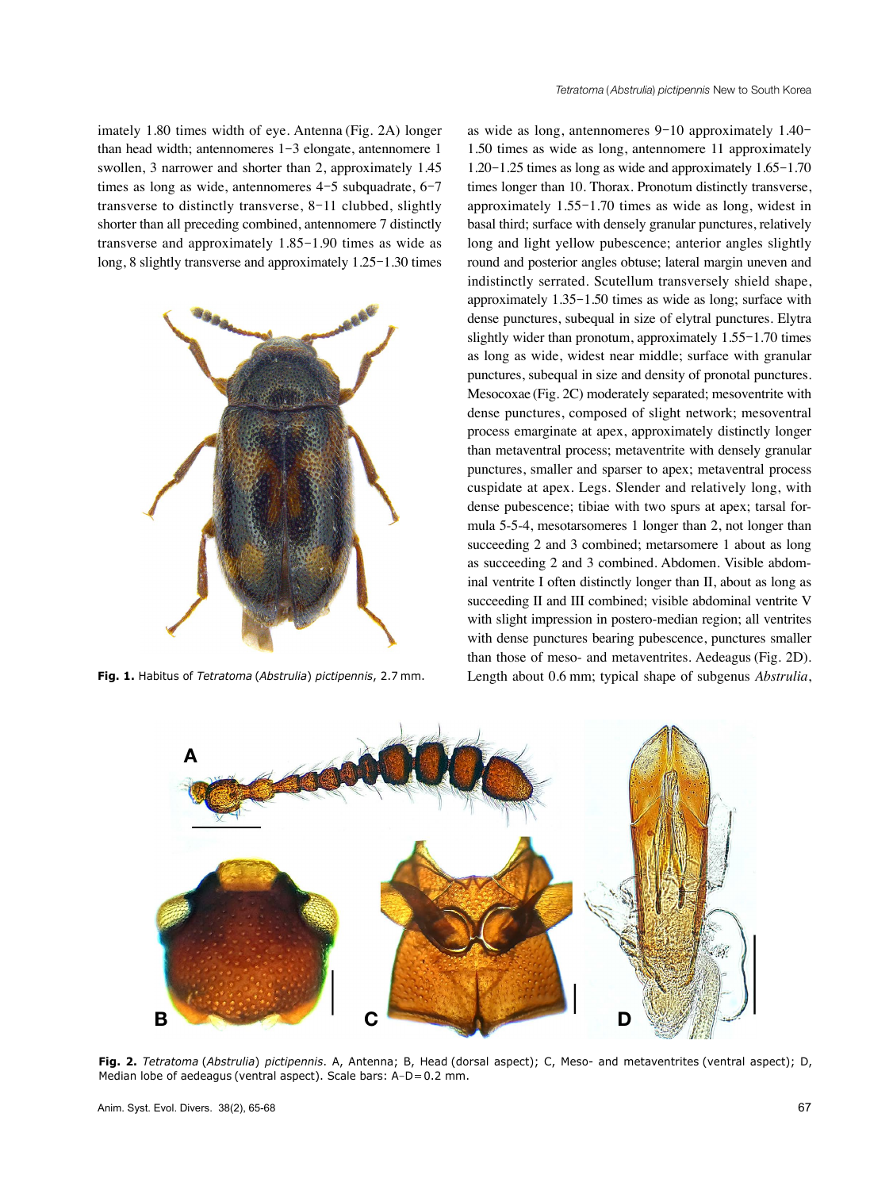imately 1.80 times width of eye. Antenna (Fig. 2A) longer than head width; antennomeres 1–3 elongate, antennomere 1 swollen, 3 narrower and shorter than 2, approximately 1.45 times as long as wide, antennomeres 4–5 subquadrate, 6–7 transverse to distinctly transverse, 8–11 clubbed, slightly shorter than all preceding combined, antennomere 7 distinctly transverse and approximately 1.85–1.90 times as wide as long, 8 slightly transverse and approximately 1.25–1.30 times as wide as long, antennomeres 9–10 approximately 1.40–1.50 times as wide as long, antennomere 11 approximately 1.20–1.25 times as long as wide and approximately 1.65–1.70 times longer than 10. Thorax. Pronotum distinctly transverse, approximately 1.55–1.70 times as wide as long, widest in basal third; surface with densely granular punctures, relatively long and light yellow pubescence; anterior angles slightly round and posterior angles obtuse; lateral margin uneven and indistinctly serrated. Scutellum transversely shield shape, approximately 1.35–1.50 times as wide as long; surface with dense punctures, subequal in size of elytral punctures. Elytra slightly wider than pronotum, approximately 1.55–1.70 times as long as wide, widest near middle; surface with granular punctures, subequal in size and density of pronotal punctures. Mesocoxae (Fig. 2C) moderately separated; mesoventrite with dense punctures, composed of slight network; mesoventral process emarginate at apex, approximately distinctly longer than metaventral process; metaventrite with densely granular punctures, smaller and sparser to apex; metaventral process cuspidate at apex. Legs. Slender and relatively long, with dense pubescence; tibiae with two spurs at apex; tarsal formula 5-5-4, mesotarsomeres 1 longer than 2, not longer than succeeding 2 and 3 combined; metarsomere 1 about as long as succeeding 2 and 3 combined. Abdomen. Visible abdominal ventrite I often distinctly longer than II, about as long as succeeding II and III combined; visible abdominal ventrite V with slight impression in postero-median region; all ventrites with dense punctures bearing pubescence, punctures smaller than those of meso- and metaventrites. Aedeagus (Fig. 2D). Length about 0.6 mm; typical shape of subgenus *Abstrulia*,

**Fig. 1.** Habitus of *Tetratoma* (*Abstrulia*) *pictipennis*, 2.7 mm.

**Fig. 2.** *Tetratoma* (*Abstrulia*) *pictipennis*. A, Antenna; B, Head (dorsal aspect); C, Meso- and metaventrites (ventral aspect); D, Median lobe of aedeagus (ventral aspect). Scale bars: A–D = 0.2 mm.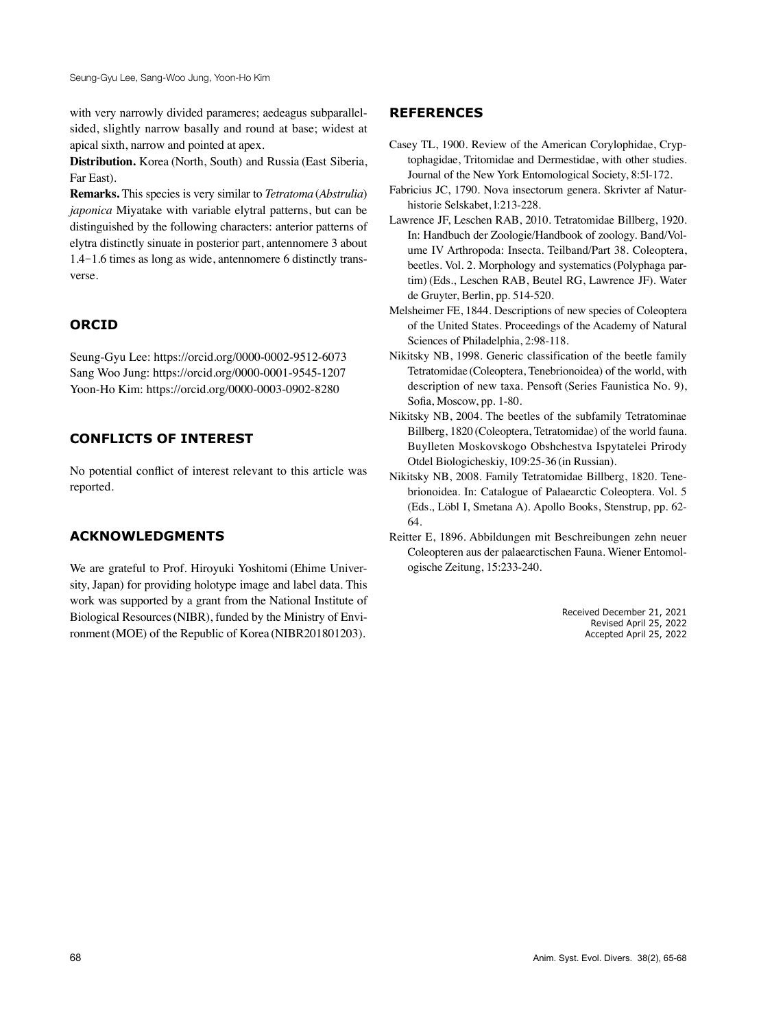with very narrowly divided parameres; aedeagus subparallel-sided, slightly narrow basally and round at base; widest at apical sixth, narrow and pointed at apex.

**Distribution.** Korea (North, South) and Russia (East Siberia, Far East).

**Remarks.** This species is very similar to *Tetratoma* (*Abstrulia*) *japonica* Miyatake with variable elytral patterns, but can be distinguished by the following characters: anterior patterns of elytra distinctly sinuate in posterior part, antennomere 3 about 1.4–1.6 times as long as wide, antennomere 6 distinctly transverse.

## ORCID

Seung-Gyu Lee: https://orcid.org/0000-0002-9512-6073
Sang Woo Jung: https://orcid.org/0000-0001-9545-1207
Yoon-Ho Kim: https://orcid.org/0000-0003-0902-8280

## CONFLICTS OF INTEREST

No potential conflict of interest relevant to this article was reported.

## ACKNOWLEDGMENTS

We are grateful to Prof. Hiroyuki Yoshitomi (Ehime University, Japan) for providing holotype image and label data. This work was supported by a grant from the National Institute of Biological Resources (NIBR), funded by the Ministry of Environment (MOE) of the Republic of Korea (NIBR201801203).

## REFERENCES

Casey TL, 1900. Review of the American Corylophidae, Cryptophagidae, Tritomidae and Dermestidae, with other studies. Journal of the New York Entomological Society, 8:5l-172.

Fabricius JC, 1790. Nova insectorum genera. Skrivter af Naturhistorie Selskabet, l:213-228.

Lawrence JF, Leschen RAB, 2010. Tetratomidae Billberg, 1920. In: Handbuch der Zoologie/Handbook of zoology. Band/Volume IV Arthropoda: Insecta. Teilband/Part 38. Coleoptera, beetles. Vol. 2. Morphology and systematics (Polyphaga partim) (Eds., Leschen RAB, Beutel RG, Lawrence JF). Water de Gruyter, Berlin, pp. 514-520.

Melsheimer FE, 1844. Descriptions of new species of Coleoptera of the United States. Proceedings of the Academy of Natural Sciences of Philadelphia, 2:98-118.

Nikitsky NB, 1998. Generic classification of the beetle family Tetratomidae (Coleoptera, Tenebrionoidea) of the world, with description of new taxa. Pensoft (Series Faunistica No. 9), Sofia, Moscow, pp. 1-80.

Nikitsky NB, 2004. The beetles of the subfamily Tetratominae Billberg, 1820 (Coleoptera, Tetratomidae) of the world fauna. Buylleten Moskovskogo Obshchestva Ispytatelei Prirody Otdel Biologicheskiy, 109:25-36 (in Russian).

Nikitsky NB, 2008. Family Tetratomidae Billberg, 1820. Tenebrionoidea. In: Catalogue of Palaearctic Coleoptera. Vol. 5 (Eds., Löbl I, Smetana A). Apollo Books, Stenstrup, pp. 62-64.

Reitter E, 1896. Abbildungen mit Beschreibungen zehn neuer Coleopteren aus der palaearctischen Fauna. Wiener Entomologische Zeitung, 15:233-240.

Received December 21, 2021
Revised April 25, 2022
Accepted April 25, 2022